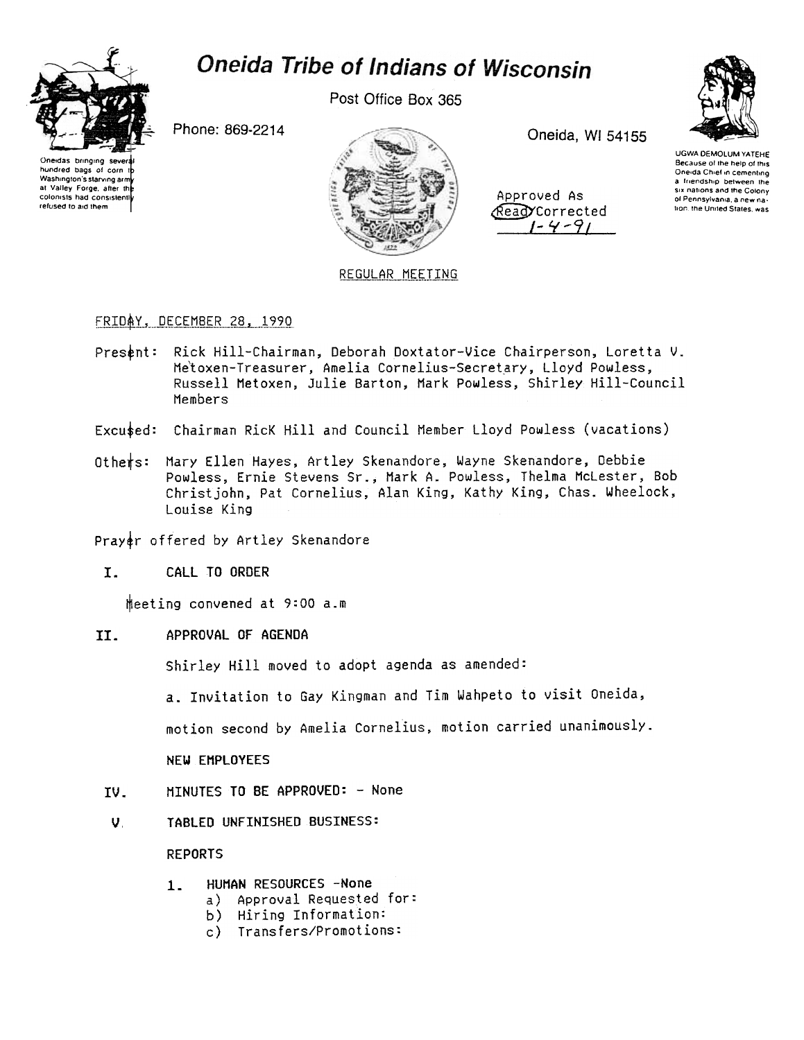# Oneida Tribe of Indians of Wisconsin

Oneidas bringing several hundred bags of corn to Washington's starving army at Valley Forge, after the colonists had consistently refused to aid them

Post Office Box 365

Phone: 869-2214

Oneida, WI 54155

UGWA DEMOLUM YATEHE
Because of the help of this Oneida Chief in cementing a friendship between the six nations and the Colony of Pennsylvania, a new nation, the United States, was

Approved As
Read/Corrected
1-4-91

REGULAR MEETING

FRIDAY, DECEMBER 28, 1990

Present: Rick Hill-Chairman, Deborah Doxtator-Vice Chairperson, Loretta V. Metoxen-Treasurer, Amelia Cornelius-Secretary, Lloyd Powless, Russell Metoxen, Julie Barton, Mark Powless, Shirley Hill-Council Members

Excused: Chairman RicK Hill and Council Member Lloyd Powless (vacations)

Others: Mary Ellen Hayes, Artley Skenandore, Wayne Skenandore, Debbie Powless, Ernie Stevens Sr., Mark A. Powless, Thelma McLester, Bob Christjohn, Pat Cornelius, Alan King, Kathy King, Chas. Wheelock, Louise King

Prayer offered by Artley Skenandore

I. CALL TO ORDER

Meeting convened at 9:00 a.m

II. APPROVAL OF AGENDA

Shirley Hill moved to adopt agenda as amended:

a. Invitation to Gay Kingman and Tim Wahpeto to visit Oneida,

motion second by Amelia Cornelius, motion carried unanimously.

NEW EMPLOYEES

IV. MINUTES TO BE APPROVED: - None

V. TABLED UNFINISHED BUSINESS:

REPORTS

1. HUMAN RESOURCES -None
   a) Approval Requested for:
   b) Hiring Information:
   c) Transfers/Promotions: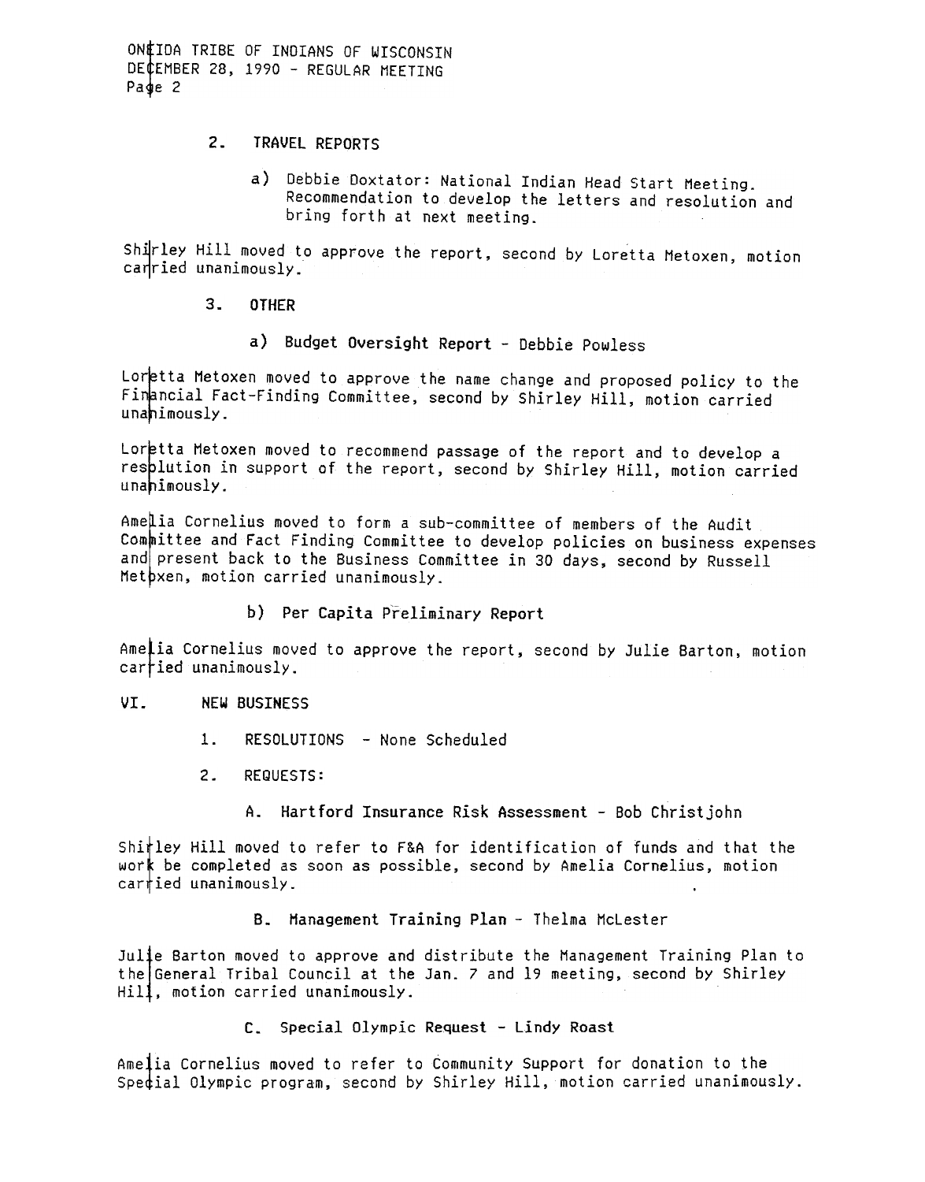2. TRAVEL REPORTS

a) Debbie Doxtator: National Indian Head Start Meeting. Recommendation to develop the letters and resolution and bring forth at next meeting.

Shirley Hill moved to approve the report, second by Loretta Metoxen, motion carried unanimously.

3. OTHER

a) Budget Oversight Report - Debbie Powless

Loretta Metoxen moved to approve the name change and proposed policy to the Financial Fact-Finding Committee, second by Shirley Hill, motion carried unanimously.

Loretta Metoxen moved to recommend passage of the report and to develop a resolution in support of the report, second by Shirley Hill, motion carried unanimously.

Amelia Cornelius moved to form a sub-committee of members of the Audit Committee and Fact Finding Committee to develop policies on business expenses and present back to the Business Committee in 30 days, second by Russell Metoxen, motion carried unanimously.

b) Per Capita Preliminary Report

Amelia Cornelius moved to approve the report, second by Julie Barton, motion carried unanimously.

VI. NEW BUSINESS

1. RESOLUTIONS - None Scheduled

2. REQUESTS:

A. Hartford Insurance Risk Assessment - Bob Christjohn

Shirley Hill moved to refer to F&A for identification of funds and that the work be completed as soon as possible, second by Amelia Cornelius, motion carried unanimously.

B. Management Training Plan - Thelma McLester

Julie Barton moved to approve and distribute the Management Training Plan to the General Tribal Council at the Jan. 7 and 19 meeting, second by Shirley Hill, motion carried unanimously.

C. Special Olympic Request - Lindy Roast

Amelia Cornelius moved to refer to Community Support for donation to the Special Olympic program, second by Shirley Hill, motion carried unanimously.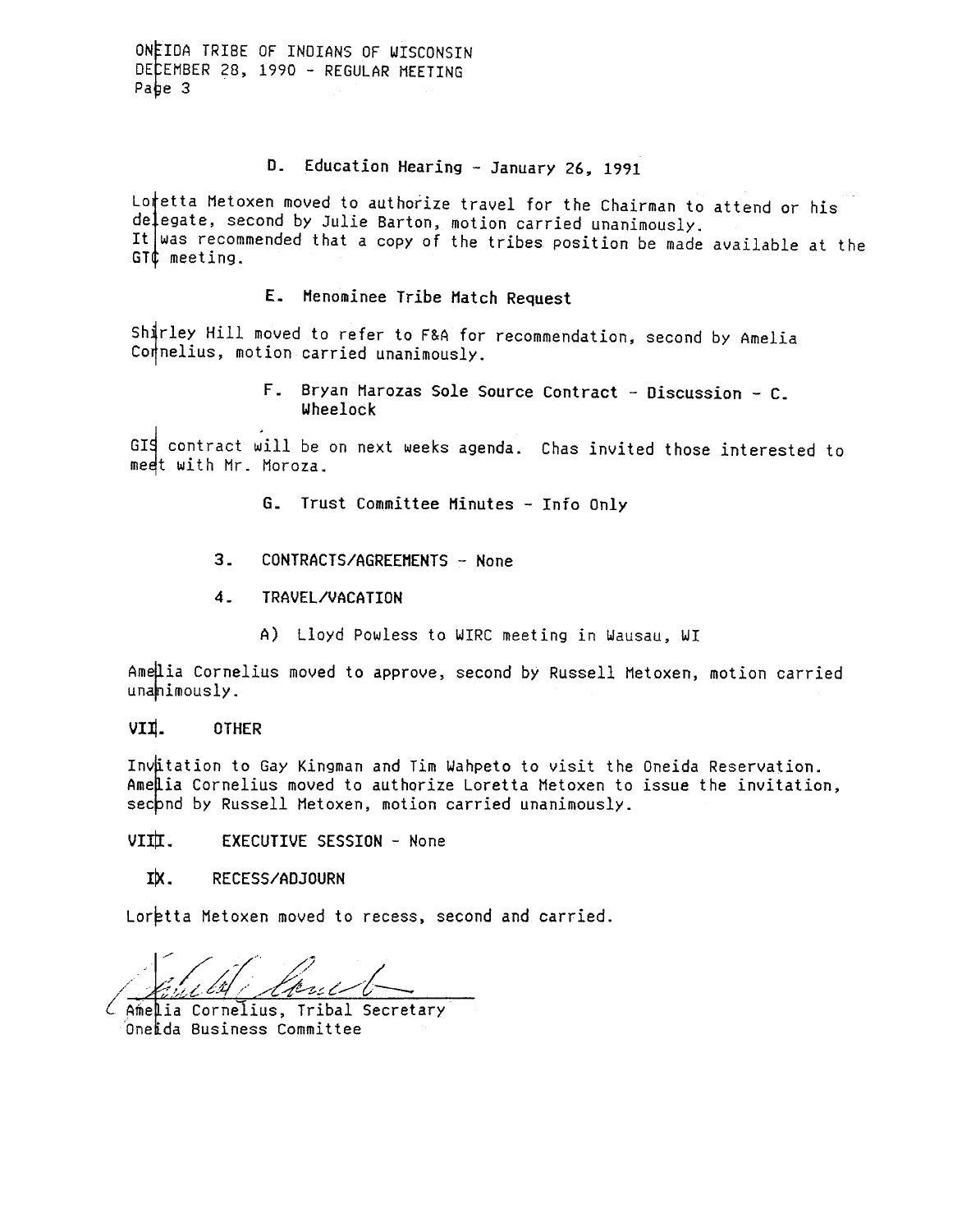D. Education Hearing - January 26, 1991

Loretta Metoxen moved to authorize travel for the Chairman to attend or his delegate, second by Julie Barton, motion carried unanimously.
It was recommended that a copy of the tribes position be made available at the GTC meeting.

E. Menominee Tribe Match Request

Shirley Hill moved to refer to F&A for recommendation, second by Amelia Cornelius, motion carried unanimously.

F. Bryan Marozas Sole Source Contract - Discussion - C. Wheelock

GIS contract will be on next weeks agenda. Chas invited those interested to meet with Mr. Moroza.

G. Trust Committee Minutes - Info Only

3. CONTRACTS/AGREEMENTS - None

4. TRAVEL/VACATION

A) Lloyd Powless to WIRC meeting in Wausau, WI

Amelia Cornelius moved to approve, second by Russell Metoxen, motion carried unanimously.

VII. OTHER

Invitation to Gay Kingman and Tim Wahpeto to visit the Oneida Reservation. Amelia Cornelius moved to authorize Loretta Metoxen to issue the invitation, second by Russell Metoxen, motion carried unanimously.

VIII. EXECUTIVE SESSION - None

IX. RECESS/ADJOURN

Loretta Metoxen moved to recess, second and carried.

Amelia Cornelius, Tribal Secretary
Oneida Business Committee